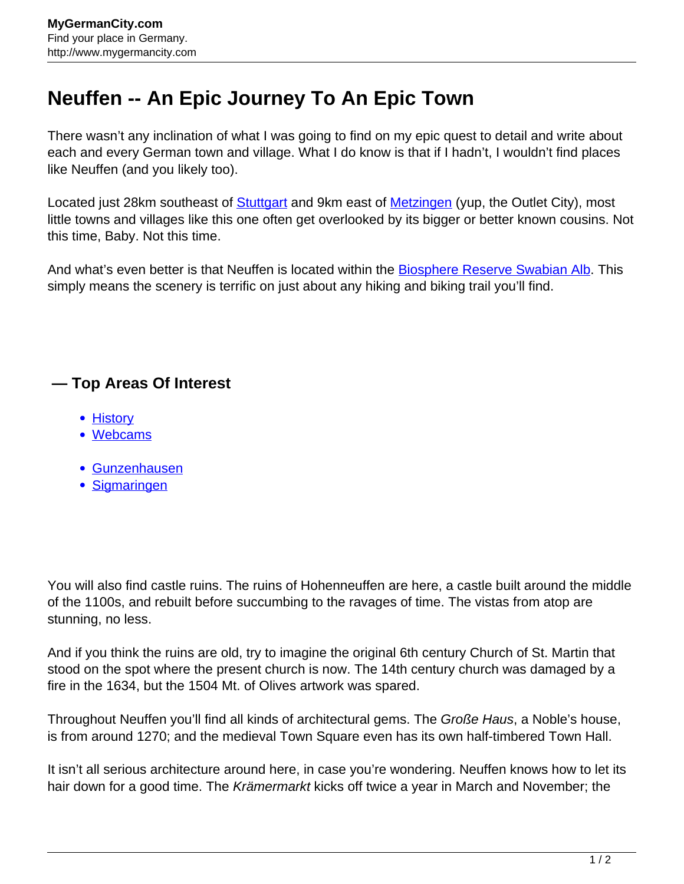# Neuffen -- An Epic Journey To An Epic Town

There wasn't any inclination of what I was going to find on my epic quest to detail and write about each and every German town and village. What I do know is that if I hadn't, I wouldn't find places like Neuffen (and you likely too).

Located just 28km southeast of Stuttgart and 9km east of Metzingen (yup, the Outlet City), most little towns and villages like this one often get overlooked by its bigger or better known cousins. Not this time, Baby. Not this time.

And what's even better is that Neuffen is located within the Biosphere Reserve Swabian Alb. This simply means the scenery is terrific on just about any hiking and biking trail you'll find.

### — Top Areas Of Interest

- History
- Webcams

- Gunzenhausen
- Sigmaringen

You will also find castle ruins. The ruins of Hohenneuffen are here, a castle built around the middle of the 1100s, and rebuilt before succumbing to the ravages of time. The vistas from atop are stunning, no less.

And if you think the ruins are old, try to imagine the original 6th century Church of St. Martin that stood on the spot where the present church is now. The 14th century church was damaged by a fire in the 1634, but the 1504 Mt. of Olives artwork was spared.

Throughout Neuffen you'll find all kinds of architectural gems. The *Große Haus*, a Noble's house, is from around 1270; and the medieval Town Square even has its own half-timbered Town Hall.

It isn't all serious architecture around here, in case you're wondering. Neuffen knows how to let its hair down for a good time. The *Krämermarkt* kicks off twice a year in March and November; the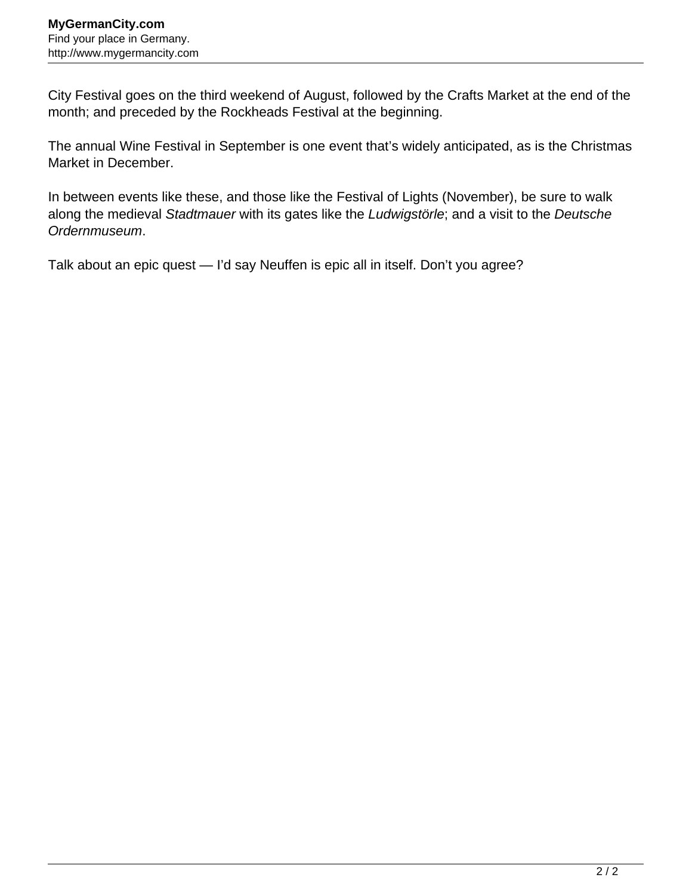City Festival goes on the third weekend of August, followed by the Crafts Market at the end of the month; and preceded by the Rockheads Festival at the beginning.

The annual Wine Festival in September is one event that's widely anticipated, as is the Christmas Market in December.

In between events like these, and those like the Festival of Lights (November), be sure to walk along the medieval *Stadtmauer* with its gates like the *Ludwigstörle*; and a visit to the *Deutsche Ordernmuseum*.

Talk about an epic quest — I'd say Neuffen is epic all in itself. Don't you agree?